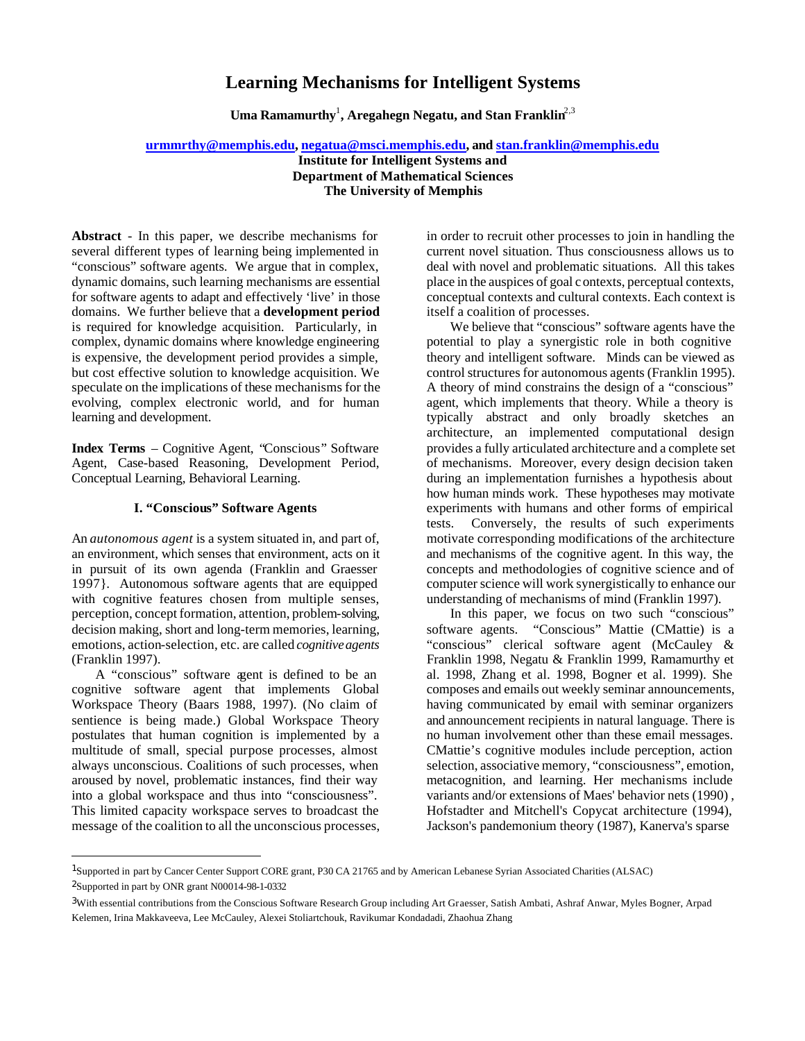# Learning Mechanisms for Intelligent Systems

**Uma Ramamurthy[1], Aregahegn Negatu, and Stan Franklin[2,3]**

**urmmrthy@memphis.edu, negatua@msci.memphis.edu, and stan.franklin@memphis.edu**
**Institute for Intelligent Systems and**
**Department of Mathematical Sciences**
**The University of Memphis**

**Abstract** - In this paper, we describe mechanisms for several different types of learning being implemented in "conscious" software agents. We argue that in complex, dynamic domains, such learning mechanisms are essential for software agents to adapt and effectively 'live' in those domains. We further believe that a **development period** is required for knowledge acquisition. Particularly, in complex, dynamic domains where knowledge engineering is expensive, the development period provides a simple, but cost effective solution to knowledge acquisition. We speculate on the implications of these mechanisms for the evolving, complex electronic world, and for human learning and development.

**Index Terms** – Cognitive Agent, "Conscious" Software Agent, Case-based Reasoning, Development Period, Conceptual Learning, Behavioral Learning.

### I. "Conscious" Software Agents

An *autonomous agent* is a system situated in, and part of, an environment, which senses that environment, acts on it in pursuit of its own agenda (Franklin and Graesser 1997}. Autonomous software agents that are equipped with cognitive features chosen from multiple senses, perception, concept formation, attention, problem-solving, decision making, short and long-term memories, learning, emotions, action-selection, etc. are called *cognitive agents* (Franklin 1997).

A "conscious" software agent is defined to be an cognitive software agent that implements Global Workspace Theory (Baars 1988, 1997). (No claim of sentience is being made.) Global Workspace Theory postulates that human cognition is implemented by a multitude of small, special purpose processes, almost always unconscious. Coalitions of such processes, when aroused by novel, problematic instances, find their way into a global workspace and thus into "consciousness". This limited capacity workspace serves to broadcast the message of the coalition to all the unconscious processes, in order to recruit other processes to join in handling the current novel situation. Thus consciousness allows us to deal with novel and problematic situations. All this takes place in the auspices of goal contexts, perceptual contexts, conceptual contexts and cultural contexts. Each context is itself a coalition of processes.

We believe that "conscious" software agents have the potential to play a synergistic role in both cognitive theory and intelligent software. Minds can be viewed as control structures for autonomous agents (Franklin 1995). A theory of mind constrains the design of a "conscious" agent, which implements that theory. While a theory is typically abstract and only broadly sketches an architecture, an implemented computational design provides a fully articulated architecture and a complete set of mechanisms. Moreover, every design decision taken during an implementation furnishes a hypothesis about how human minds work. These hypotheses may motivate experiments with humans and other forms of empirical tests. Conversely, the results of such experiments motivate corresponding modifications of the architecture and mechanisms of the cognitive agent. In this way, the concepts and methodologies of cognitive science and of computer science will work synergistically to enhance our understanding of mechanisms of mind (Franklin 1997).

In this paper, we focus on two such "conscious" software agents. "Conscious" Mattie (CMattie) is a "conscious" clerical software agent (McCauley & Franklin 1998, Negatu & Franklin 1999, Ramamurthy et al. 1998, Zhang et al. 1998, Bogner et al. 1999). She composes and emails out weekly seminar announcements, having communicated by email with seminar organizers and announcement recipients in natural language. There is no human involvement other than these email messages. CMattie's cognitive modules include perception, action selection, associative memory, "consciousness", emotion, metacognition, and learning. Her mechanisms include variants and/or extensions of Maes' behavior nets (1990), Hofstadter and Mitchell's Copycat architecture (1994), Jackson's pandemonium theory (1987), Kanerva's sparse

---

[1] Supported in part by Cancer Center Support CORE grant, P30 CA 21765 and by American Lebanese Syrian Associated Charities (ALSAC)

[2] Supported in part by ONR grant N00014-98-1-0332

[3] With essential contributions from the Conscious Software Research Group including Art Graesser, Satish Ambati, Ashraf Anwar, Myles Bogner, Arpad Kelemen, Irina Makkaveeva, Lee McCauley, Alexei Stoliartchouk, Ravikumar Kondadadi, Zhaohua Zhang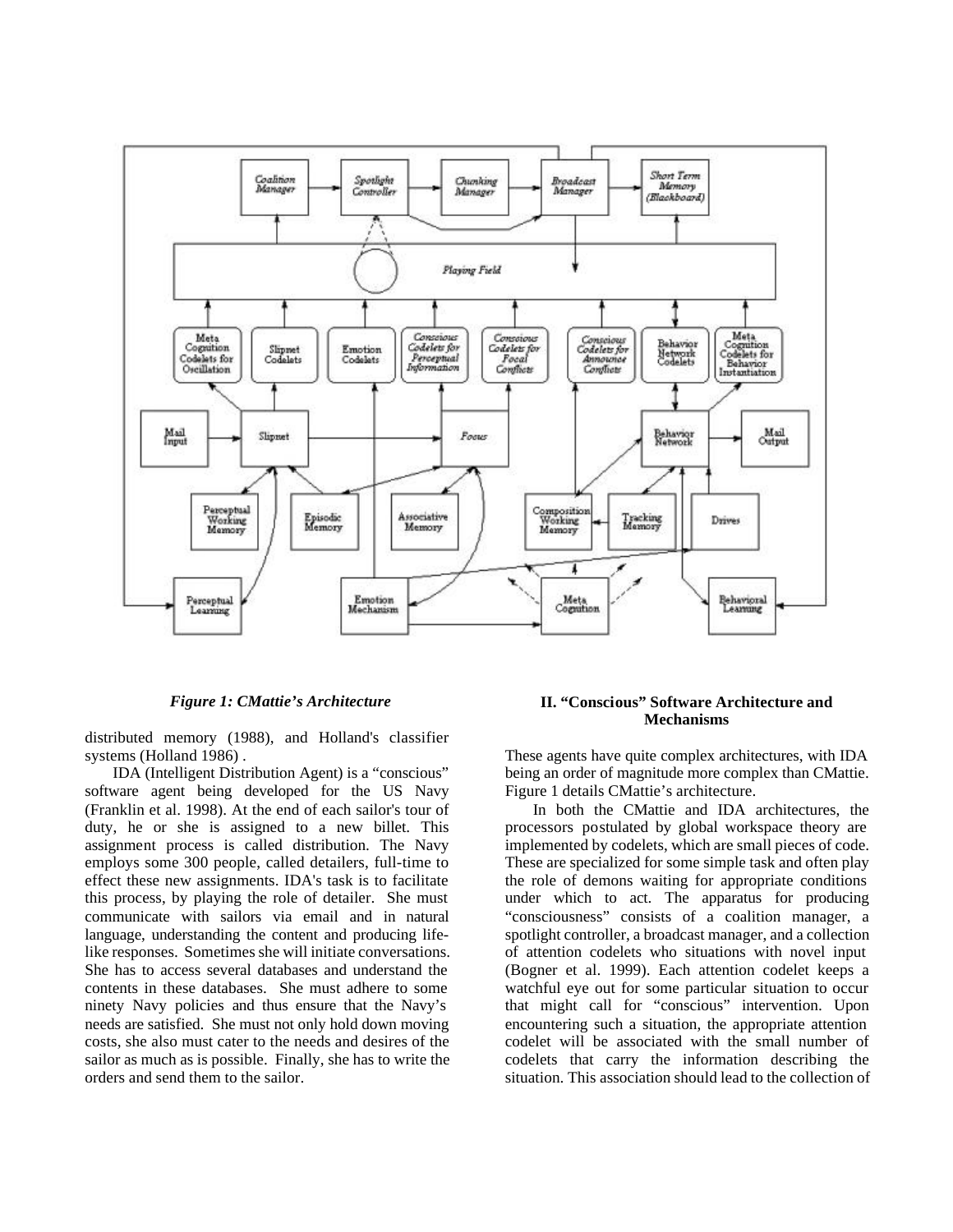*Figure 1: CMattie's Architecture*

distributed memory (1988), and Holland's classifier systems (Holland 1986) .

IDA (Intelligent Distribution Agent) is a "conscious" software agent being developed for the US Navy (Franklin et al. 1998). At the end of each sailor's tour of duty, he or she is assigned to a new billet. This assignment process is called distribution. The Navy employs some 300 people, called detailers, full-time to effect these new assignments. IDA's task is to facilitate this process, by playing the role of detailer. She must communicate with sailors via email and in natural language, understanding the content and producing life-like responses. Sometimes she will initiate conversations. She has to access several databases and understand the contents in these databases. She must adhere to some ninety Navy policies and thus ensure that the Navy's needs are satisfied. She must not only hold down moving costs, she also must cater to the needs and desires of the sailor as much as is possible. Finally, she has to write the orders and send them to the sailor.

## II. "Conscious" Software Architecture and Mechanisms

These agents have quite complex architectures, with IDA being an order of magnitude more complex than CMattie. Figure 1 details CMattie's architecture.

In both the CMattie and IDA architectures, the processors postulated by global workspace theory are implemented by codelets, which are small pieces of code. These are specialized for some simple task and often play the role of demons waiting for appropriate conditions under which to act. The apparatus for producing "consciousness" consists of a coalition manager, a spotlight controller, a broadcast manager, and a collection of attention codelets who situations with novel input (Bogner et al. 1999). Each attention codelet keeps a watchful eye out for some particular situation to occur that might call for "conscious" intervention. Upon encountering such a situation, the appropriate attention codelet will be associated with the small number of codelets that carry the information describing the situation. This association should lead to the collection of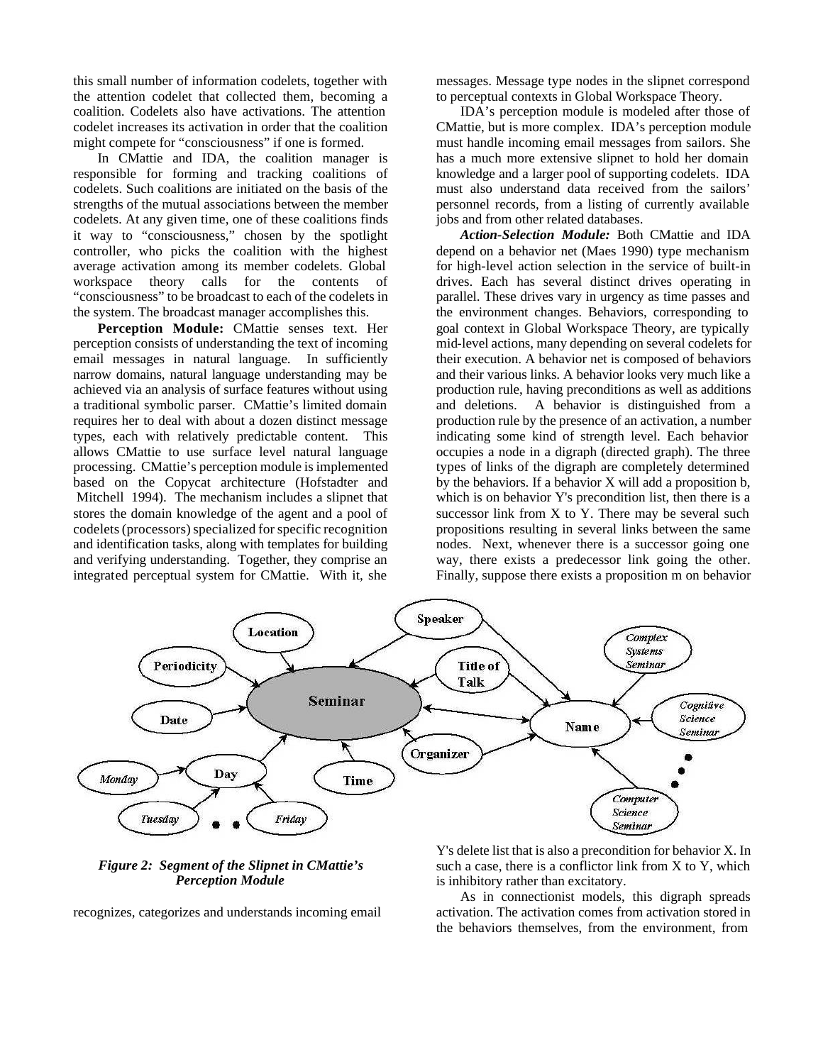this small number of information codelets, together with the attention codelet that collected them, becoming a coalition. Codelets also have activations. The attention codelet increases its activation in order that the coalition might compete for "consciousness" if one is formed.

In CMattie and IDA, the coalition manager is responsible for forming and tracking coalitions of codelets. Such coalitions are initiated on the basis of the strengths of the mutual associations between the member codelets. At any given time, one of these coalitions finds it way to "consciousness," chosen by the spotlight controller, who picks the coalition with the highest average activation among its member codelets. Global workspace theory calls for the contents of "consciousness" to be broadcast to each of the codelets in the system. The broadcast manager accomplishes this.

**Perception Module:** CMattie senses text. Her perception consists of understanding the text of incoming email messages in natural language. In sufficiently narrow domains, natural language understanding may be achieved via an analysis of surface features without using a traditional symbolic parser. CMattie's limited domain requires her to deal with about a dozen distinct message types, each with relatively predictable content. This allows CMattie to use surface level natural language processing. CMattie's perception module is implemented based on the Copycat architecture (Hofstadter and Mitchell 1994). The mechanism includes a slipnet that stores the domain knowledge of the agent and a pool of codelets (processors) specialized for specific recognition and identification tasks, along with templates for building and verifying understanding. Together, they comprise an integrated perceptual system for CMattie. With it, she recognizes, categorizes and understands incoming email messages. Message type nodes in the slipnet correspond to perceptual contexts in Global Workspace Theory.

*Figure 2: Segment of the Slipnet in CMattie's Perception Module*

IDA's perception module is modeled after those of CMattie, but is more complex. IDA's perception module must handle incoming email messages from sailors. She has a much more extensive slipnet to hold her domain knowledge and a larger pool of supporting codelets. IDA must also understand data received from the sailors' personnel records, from a listing of currently available jobs and from other related databases.

***Action-Selection Module:*** Both CMattie and IDA depend on a behavior net (Maes 1990) type mechanism for high-level action selection in the service of built-in drives. Each has several distinct drives operating in parallel. These drives vary in urgency as time passes and the environment changes. Behaviors, corresponding to goal context in Global Workspace Theory, are typically mid-level actions, many depending on several codelets for their execution. A behavior net is composed of behaviors and their various links. A behavior looks very much like a production rule, having preconditions as well as additions and deletions. A behavior is distinguished from a production rule by the presence of an activation, a number indicating some kind of strength level. Each behavior occupies a node in a digraph (directed graph). The three types of links of the digraph are completely determined by the behaviors. If a behavior X will add a proposition b, which is on behavior Y's precondition list, then there is a successor link from X to Y. There may be several such propositions resulting in several links between the same nodes. Next, whenever there is a successor going one way, there exists a predecessor link going the other. Finally, suppose there exists a proposition m on behavior Y's delete list that is also a precondition for behavior X. In such a case, there is a conflictor link from X to Y, which is inhibitory rather than excitatory.

As in connectionist models, this digraph spreads activation. The activation comes from activation stored in the behaviors themselves, from the environment, from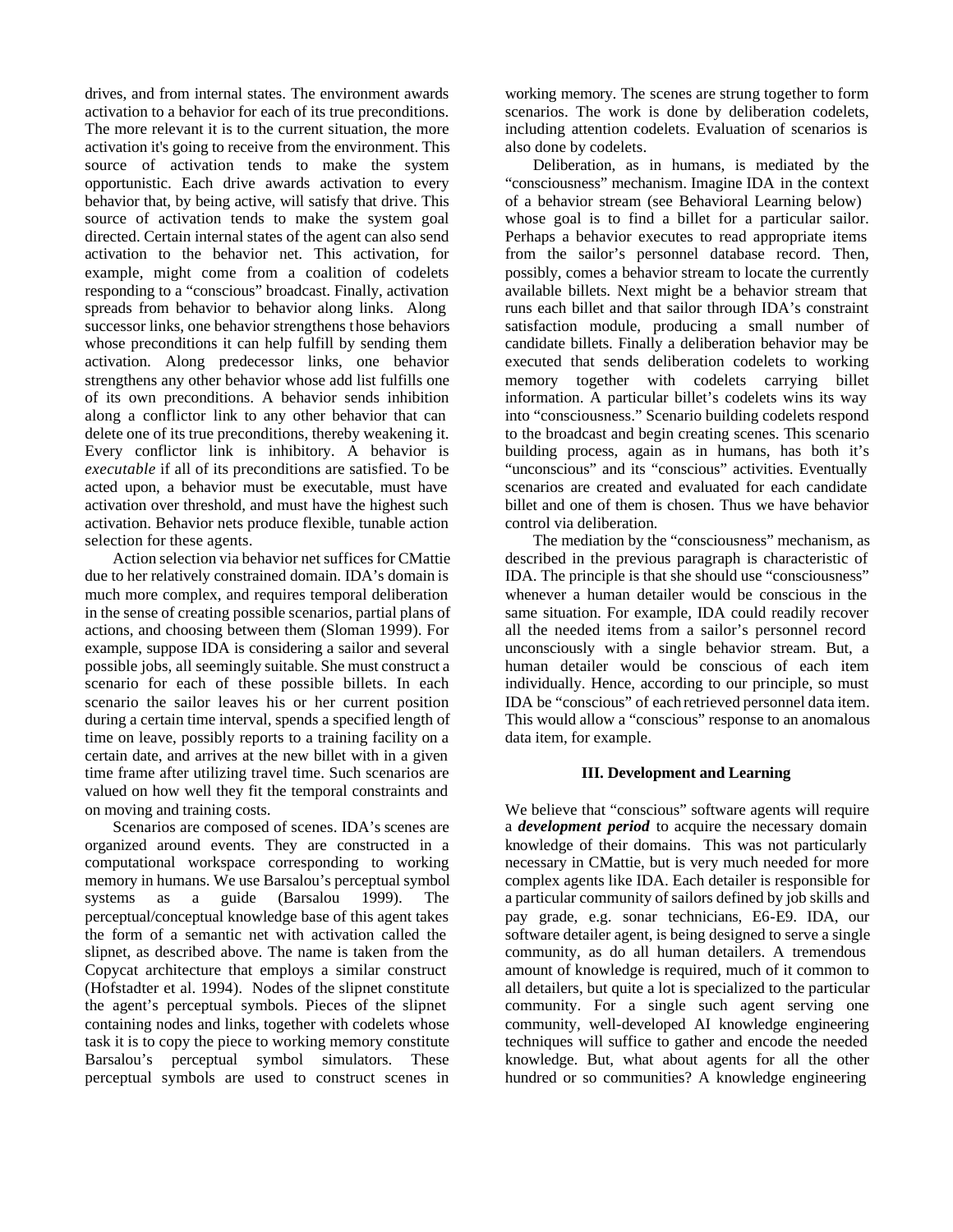drives, and from internal states. The environment awards activation to a behavior for each of its true preconditions. The more relevant it is to the current situation, the more activation it's going to receive from the environment. This source of activation tends to make the system opportunistic. Each drive awards activation to every behavior that, by being active, will satisfy that drive. This source of activation tends to make the system goal directed. Certain internal states of the agent can also send activation to the behavior net. This activation, for example, might come from a coalition of codelets responding to a "conscious" broadcast. Finally, activation spreads from behavior to behavior along links. Along successor links, one behavior strengthens those behaviors whose preconditions it can help fulfill by sending them activation. Along predecessor links, one behavior strengthens any other behavior whose add list fulfills one of its own preconditions. A behavior sends inhibition along a conflictor link to any other behavior that can delete one of its true preconditions, thereby weakening it. Every conflictor link is inhibitory. A behavior is *executable* if all of its preconditions are satisfied. To be acted upon, a behavior must be executable, must have activation over threshold, and must have the highest such activation. Behavior nets produce flexible, tunable action selection for these agents.

Action selection via behavior net suffices for CMattie due to her relatively constrained domain. IDA's domain is much more complex, and requires temporal deliberation in the sense of creating possible scenarios, partial plans of actions, and choosing between them (Sloman 1999). For example, suppose IDA is considering a sailor and several possible jobs, all seemingly suitable. She must construct a scenario for each of these possible billets. In each scenario the sailor leaves his or her current position during a certain time interval, spends a specified length of time on leave, possibly reports to a training facility on a certain date, and arrives at the new billet with in a given time frame after utilizing travel time. Such scenarios are valued on how well they fit the temporal constraints and on moving and training costs.

Scenarios are composed of scenes. IDA's scenes are organized around events. They are constructed in a computational workspace corresponding to working memory in humans. We use Barsalou's perceptual symbol systems as a guide (Barsalou 1999). The perceptual/conceptual knowledge base of this agent takes the form of a semantic net with activation called the slipnet, as described above. The name is taken from the Copycat architecture that employs a similar construct (Hofstadter et al. 1994). Nodes of the slipnet constitute the agent's perceptual symbols. Pieces of the slipnet containing nodes and links, together with codelets whose task it is to copy the piece to working memory constitute Barsalou's perceptual symbol simulators. These perceptual symbols are used to construct scenes in working memory. The scenes are strung together to form scenarios. The work is done by deliberation codelets, including attention codelets. Evaluation of scenarios is also done by codelets.

Deliberation, as in humans, is mediated by the "consciousness" mechanism. Imagine IDA in the context of a behavior stream (see Behavioral Learning below) whose goal is to find a billet for a particular sailor. Perhaps a behavior executes to read appropriate items from the sailor's personnel database record. Then, possibly, comes a behavior stream to locate the currently available billets. Next might be a behavior stream that runs each billet and that sailor through IDA's constraint satisfaction module, producing a small number of candidate billets. Finally a deliberation behavior may be executed that sends deliberation codelets to working memory together with codelets carrying billet information. A particular billet's codelets wins its way into "consciousness." Scenario building codelets respond to the broadcast and begin creating scenes. This scenario building process, again as in humans, has both it's "unconscious" and its "conscious" activities. Eventually scenarios are created and evaluated for each candidate billet and one of them is chosen. Thus we have behavior control via deliberation.

The mediation by the "consciousness" mechanism, as described in the previous paragraph is characteristic of IDA. The principle is that she should use "consciousness" whenever a human detailer would be conscious in the same situation. For example, IDA could readily recover all the needed items from a sailor's personnel record unconsciously with a single behavior stream. But, a human detailer would be conscious of each item individually. Hence, according to our principle, so must IDA be "conscious" of each retrieved personnel data item. This would allow a "conscious" response to an anomalous data item, for example.

## III. Development and Learning

We believe that "conscious" software agents will require a ***development period*** to acquire the necessary domain knowledge of their domains. This was not particularly necessary in CMattie, but is very much needed for more complex agents like IDA. Each detailer is responsible for a particular community of sailors defined by job skills and pay grade, e.g. sonar technicians, E6-E9. IDA, our software detailer agent, is being designed to serve a single community, as do all human detailers. A tremendous amount of knowledge is required, much of it common to all detailers, but quite a lot is specialized to the particular community. For a single such agent serving one community, well-developed AI knowledge engineering techniques will suffice to gather and encode the needed knowledge. But, what about agents for all the other hundred or so communities? A knowledge engineering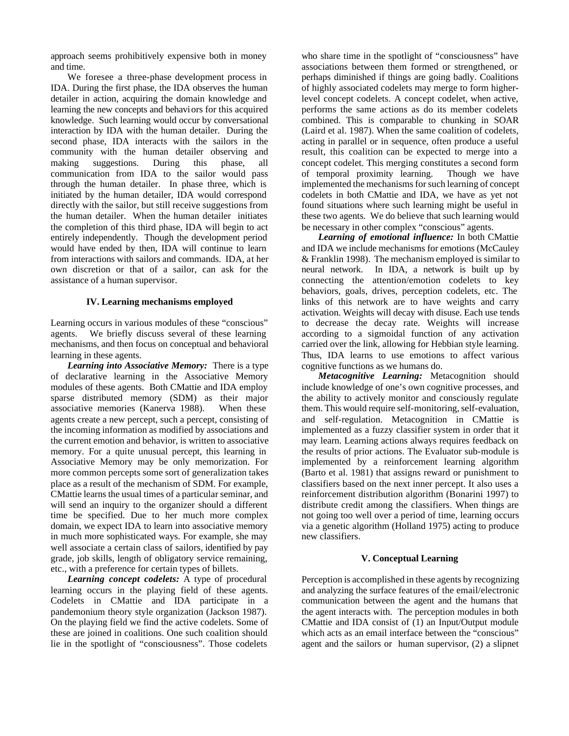approach seems prohibitively expensive both in money and time.

We foresee a three-phase development process in IDA. During the first phase, the IDA observes the human detailer in action, acquiring the domain knowledge and learning the new concepts and behaviors for this acquired knowledge. Such learning would occur by conversational interaction by IDA with the human detailer. During the second phase, IDA interacts with the sailors in the community with the human detailer observing and making suggestions. During this phase, all communication from IDA to the sailor would pass through the human detailer. In phase three, which is initiated by the human detailer, IDA would correspond directly with the sailor, but still receive suggestions from the human detailer. When the human detailer initiates the completion of this third phase, IDA will begin to act entirely independently. Though the development period would have ended by then, IDA will continue to learn from interactions with sailors and commands. IDA, at her own discretion or that of a sailor, can ask for the assistance of a human supervisor.

### IV. Learning mechanisms employed

Learning occurs in various modules of these "conscious" agents. We briefly discuss several of these learning mechanisms, and then focus on conceptual and behavioral learning in these agents.

***Learning into Associative Memory:*** There is a type of declarative learning in the Associative Memory modules of these agents. Both CMattie and IDA employ sparse distributed memory (SDM) as their major associative memories (Kanerva 1988). When these agents create a new percept, such a percept, consisting of the incoming information as modified by associations and the current emotion and behavior, is written to associative memory. For a quite unusual percept, this learning in Associative Memory may be only memorization. For more common percepts some sort of generalization takes place as a result of the mechanism of SDM. For example, CMattie learns the usual times of a particular seminar, and will send an inquiry to the organizer should a different time be specified. Due to her much more complex domain, we expect IDA to learn into associative memory in much more sophisticated ways. For example, she may well associate a certain class of sailors, identified by pay grade, job skills, length of obligatory service remaining, etc., with a preference for certain types of billets.

***Learning concept codelets:*** A type of procedural learning occurs in the playing field of these agents. Codelets in CMattie and IDA participate in a pandemonium theory style organization (Jackson 1987). On the playing field we find the active codelets. Some of these are joined in coalitions. One such coalition should lie in the spotlight of "consciousness". Those codelets who share time in the spotlight of "consciousness" have associations between them formed or strengthened, or perhaps diminished if things are going badly. Coalitions of highly associated codelets may merge to form higher-level concept codelets. A concept codelet, when active, performs the same actions as do its member codelets combined. This is comparable to chunking in SOAR (Laird et al. 1987). When the same coalition of codelets, acting in parallel or in sequence, often produce a useful result, this coalition can be expected to merge into a concept codelet. This merging constitutes a second form of temporal proximity learning. Though we have implemented the mechanisms for such learning of concept codelets in both CMattie and IDA, we have as yet not found situations where such learning might be useful in these two agents. We do believe that such learning would be necessary in other complex "conscious" agents.

***Learning of emotional influence:*** In both CMattie and IDA we include mechanisms for emotions (McCauley & Franklin 1998). The mechanism employed is similar to neural network. In IDA, a network is built up by connecting the attention/emotion codelets to key behaviors, goals, drives, perception codelets, etc. The links of this network are to have weights and carry activation. Weights will decay with disuse. Each use tends to decrease the decay rate. Weights will increase according to a sigmoidal function of any activation carried over the link, allowing for Hebbian style learning. Thus, IDA learns to use emotions to affect various cognitive functions as we humans do.

***Metacognitive Learning:*** Metacognition should include knowledge of one's own cognitive processes, and the ability to actively monitor and consciously regulate them. This would require self-monitoring, self-evaluation, and self-regulation. Metacognition in CMattie is implemented as a fuzzy classifier system in order that it may learn. Learning actions always requires feedback on the results of prior actions. The Evaluator sub-module is implemented by a reinforcement learning algorithm (Barto et al. 1981) that assigns reward or punishment to classifiers based on the next inner percept. It also uses a reinforcement distribution algorithm (Bonarini 1997) to distribute credit among the classifiers. When things are not going too well over a period of time, learning occurs via a genetic algorithm (Holland 1975) acting to produce new classifiers.

### V. Conceptual Learning

Perception is accomplished in these agents by recognizing and analyzing the surface features of the email/electronic communication between the agent and the humans that the agent interacts with. The perception modules in both CMattie and IDA consist of (1) an Input/Output module which acts as an email interface between the "conscious" agent and the sailors or human supervisor, (2) a slipnet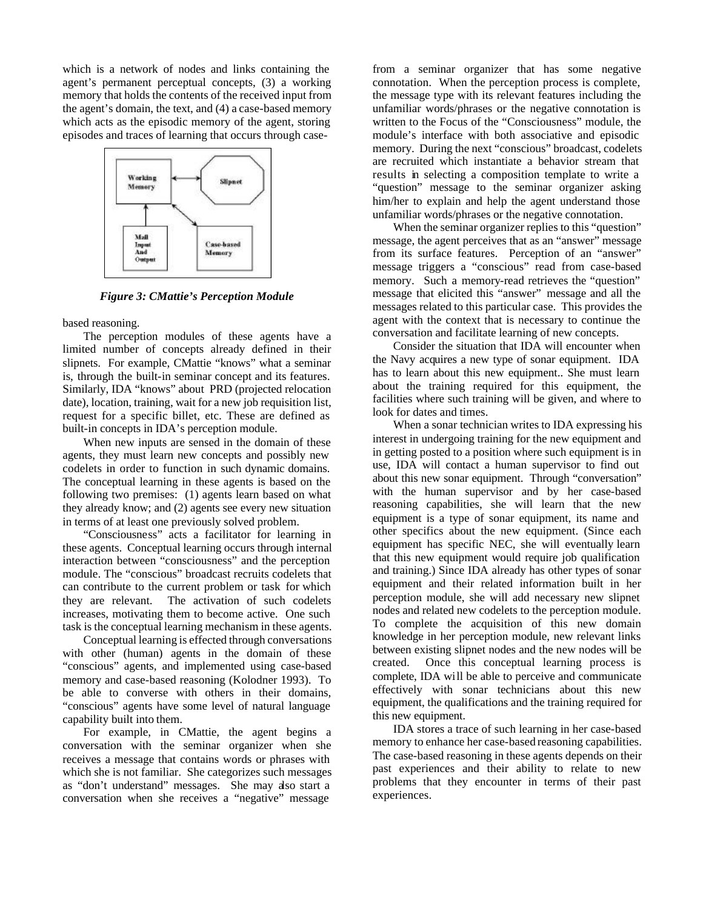which is a network of nodes and links containing the agent's permanent perceptual concepts, (3) a working memory that holds the contents of the received input from the agent's domain, the text, and (4) a case-based memory which acts as the episodic memory of the agent, storing episodes and traces of learning that occurs through case-based reasoning.

*Figure 3: CMattie's Perception Module*

The perception modules of these agents have a limited number of concepts already defined in their slipnets. For example, CMattie "knows" what a seminar is, through the built-in seminar concept and its features. Similarly, IDA "knows" about PRD (projected relocation date), location, training, wait for a new job requisition list, request for a specific billet, etc. These are defined as built-in concepts in IDA's perception module.

When new inputs are sensed in the domain of these agents, they must learn new concepts and possibly new codelets in order to function in such dynamic domains. The conceptual learning in these agents is based on the following two premises: (1) agents learn based on what they already know; and (2) agents see every new situation in terms of at least one previously solved problem.

"Consciousness" acts a facilitator for learning in these agents. Conceptual learning occurs through internal interaction between "consciousness" and the perception module. The "conscious" broadcast recruits codelets that can contribute to the current problem or task for which they are relevant. The activation of such codelets increases, motivating them to become active. One such task is the conceptual learning mechanism in these agents.

Conceptual learning is effected through conversations with other (human) agents in the domain of these "conscious" agents, and implemented using case-based memory and case-based reasoning (Kolodner 1993). To be able to converse with others in their domains, "conscious" agents have some level of natural language capability built into them.

For example, in CMattie, the agent begins a conversation with the seminar organizer when she receives a message that contains words or phrases with which she is not familiar. She categorizes such messages as "don't understand" messages. She may also start a conversation when she receives a "negative" message from a seminar organizer that has some negative connotation. When the perception process is complete, the message type with its relevant features including the unfamiliar words/phrases or the negative connotation is written to the Focus of the "Consciousness" module, the module's interface with both associative and episodic memory. During the next "conscious" broadcast, codelets are recruited which instantiate a behavior stream that results in selecting a composition template to write a "question" message to the seminar organizer asking him/her to explain and help the agent understand those unfamiliar words/phrases or the negative connotation.

When the seminar organizer replies to this "question" message, the agent perceives that as an "answer" message from its surface features. Perception of an "answer" message triggers a "conscious" read from case-based memory. Such a memory-read retrieves the "question" message that elicited this "answer" message and all the messages related to this particular case. This provides the agent with the context that is necessary to continue the conversation and facilitate learning of new concepts.

Consider the situation that IDA will encounter when the Navy acquires a new type of sonar equipment. IDA has to learn about this new equipment.. She must learn about the training required for this equipment, the facilities where such training will be given, and where to look for dates and times.

When a sonar technician writes to IDA expressing his interest in undergoing training for the new equipment and in getting posted to a position where such equipment is in use, IDA will contact a human supervisor to find out about this new sonar equipment. Through "conversation" with the human supervisor and by her case-based reasoning capabilities, she will learn that the new equipment is a type of sonar equipment, its name and other specifics about the new equipment. (Since each equipment has specific NEC, she will eventually learn that this new equipment would require job qualification and training.) Since IDA already has other types of sonar equipment and their related information built in her perception module, she will add necessary new slipnet nodes and related new codelets to the perception module. To complete the acquisition of this new domain knowledge in her perception module, new relevant links between existing slipnet nodes and the new nodes will be created. Once this conceptual learning process is complete, IDA will be able to perceive and communicate effectively with sonar technicians about this new equipment, the qualifications and the training required for this new equipment.

IDA stores a trace of such learning in her case-based memory to enhance her case-based reasoning capabilities. The case-based reasoning in these agents depends on their past experiences and their ability to relate to new problems that they encounter in terms of their past experiences.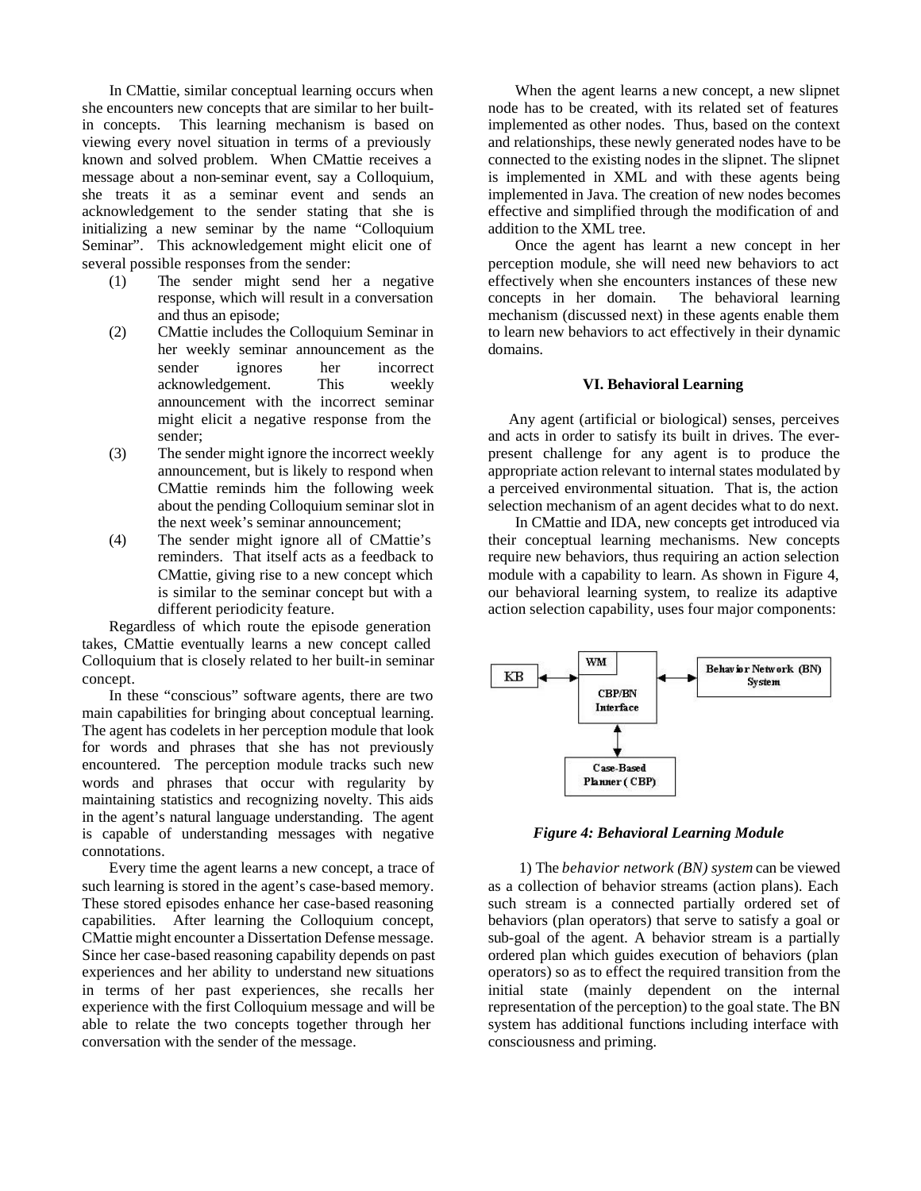In CMattie, similar conceptual learning occurs when she encounters new concepts that are similar to her built-in concepts. This learning mechanism is based on viewing every novel situation in terms of a previously known and solved problem. When CMattie receives a message about a non-seminar event, say a Colloquium, she treats it as a seminar event and sends an acknowledgement to the sender stating that she is initializing a new seminar by the name "Colloquium Seminar". This acknowledgement might elicit one of several possible responses from the sender:

(1) The sender might send her a negative response, which will result in a conversation and thus an episode;

(2) CMattie includes the Colloquium Seminar in her weekly seminar announcement as the sender ignores her incorrect acknowledgement. This weekly announcement with the incorrect seminar might elicit a negative response from the sender;

(3) The sender might ignore the incorrect weekly announcement, but is likely to respond when CMattie reminds him the following week about the pending Colloquium seminar slot in the next week's seminar announcement;

(4) The sender might ignore all of CMattie's reminders. That itself acts as a feedback to CMattie, giving rise to a new concept which is similar to the seminar concept but with a different periodicity feature.

Regardless of which route the episode generation takes, CMattie eventually learns a new concept called Colloquium that is closely related to her built-in seminar concept.

In these "conscious" software agents, there are two main capabilities for bringing about conceptual learning. The agent has codelets in her perception module that look for words and phrases that she has not previously encountered. The perception module tracks such new words and phrases that occur with regularity by maintaining statistics and recognizing novelty. This aids in the agent's natural language understanding. The agent is capable of understanding messages with negative connotations.

Every time the agent learns a new concept, a trace of such learning is stored in the agent's case-based memory. These stored episodes enhance her case-based reasoning capabilities. After learning the Colloquium concept, CMattie might encounter a Dissertation Defense message. Since her case-based reasoning capability depends on past experiences and her ability to understand new situations in terms of her past experiences, she recalls her experience with the first Colloquium message and will be able to relate the two concepts together through her conversation with the sender of the message.

When the agent learns a new concept, a new slipnet node has to be created, with its related set of features implemented as other nodes. Thus, based on the context and relationships, these newly generated nodes have to be connected to the existing nodes in the slipnet. The slipnet is implemented in XML and with these agents being implemented in Java. The creation of new nodes becomes effective and simplified through the modification of and addition to the XML tree.

Once the agent has learnt a new concept in her perception module, she will need new behaviors to act effectively when she encounters instances of these new concepts in her domain. The behavioral learning mechanism (discussed next) in these agents enable them to learn new behaviors to act effectively in their dynamic domains.

## VI. Behavioral Learning

Any agent (artificial or biological) senses, perceives and acts in order to satisfy its built in drives. The ever-present challenge for any agent is to produce the appropriate action relevant to internal states modulated by a perceived environmental situation. That is, the action selection mechanism of an agent decides what to do next.

In CMattie and IDA, new concepts get introduced via their conceptual learning mechanisms. New concepts require new behaviors, thus requiring an action selection module with a capability to learn. As shown in Figure 4, our behavioral learning system, to realize its adaptive action selection capability, uses four major components:

*Figure 4: Behavioral Learning Module*

1) The *behavior network (BN) system* can be viewed as a collection of behavior streams (action plans). Each such stream is a connected partially ordered set of behaviors (plan operators) that serve to satisfy a goal or sub-goal of the agent. A behavior stream is a partially ordered plan which guides execution of behaviors (plan operators) so as to effect the required transition from the initial state (mainly dependent on the internal representation of the perception) to the goal state. The BN system has additional functions including interface with consciousness and priming.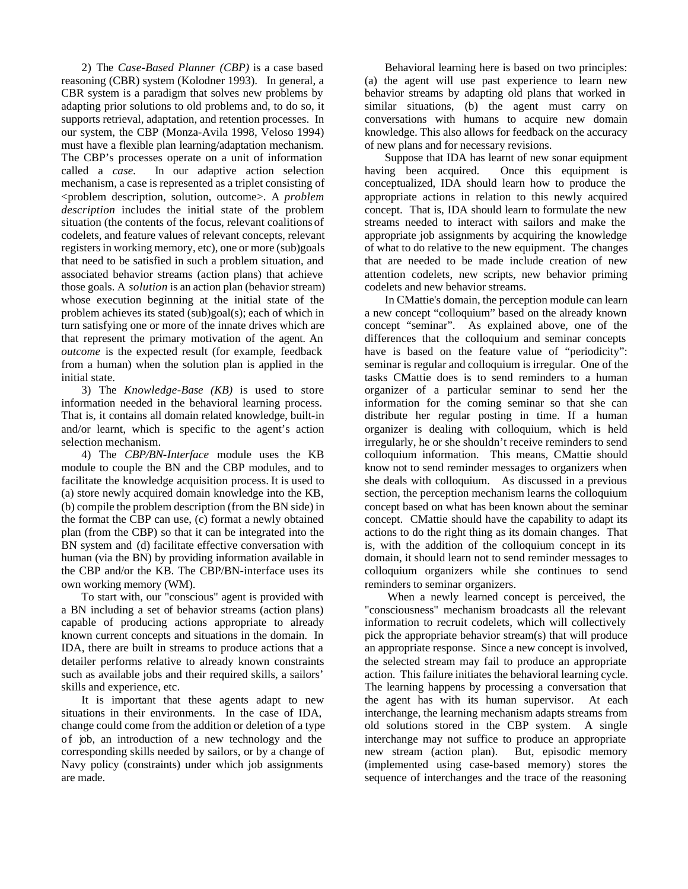2) The *Case-Based Planner (CBP)* is a case based reasoning (CBR) system (Kolodner 1993). In general, a CBR system is a paradigm that solves new problems by adapting prior solutions to old problems and, to do so, it supports retrieval, adaptation, and retention processes. In our system, the CBP (Monza-Avila 1998, Veloso 1994) must have a flexible plan learning/adaptation mechanism. The CBP's processes operate on a unit of information called a *case*. In our adaptive action selection mechanism, a case is represented as a triplet consisting of <problem description, solution, outcome>. A *problem description* includes the initial state of the problem situation (the contents of the focus, relevant coalitions of codelets, and feature values of relevant concepts, relevant registers in working memory, etc), one or more (sub)goals that need to be satisfied in such a problem situation, and associated behavior streams (action plans) that achieve those goals. A *solution* is an action plan (behavior stream) whose execution beginning at the initial state of the problem achieves its stated (sub)goal(s); each of which in turn satisfying one or more of the innate drives which are that represent the primary motivation of the agent. An *outcome* is the expected result (for example, feedback from a human) when the solution plan is applied in the initial state.

3) The *Knowledge-Base (KB)* is used to store information needed in the behavioral learning process. That is, it contains all domain related knowledge, built-in and/or learnt, which is specific to the agent's action selection mechanism.

4) The *CBP/BN-Interface* module uses the KB module to couple the BN and the CBP modules, and to facilitate the knowledge acquisition process. It is used to (a) store newly acquired domain knowledge into the KB, (b) compile the problem description (from the BN side) in the format the CBP can use, (c) format a newly obtained plan (from the CBP) so that it can be integrated into the BN system and (d) facilitate effective conversation with human (via the BN) by providing information available in the CBP and/or the KB. The CBP/BN-interface uses its own working memory (WM).

To start with, our "conscious" agent is provided with a BN including a set of behavior streams (action plans) capable of producing actions appropriate to already known current concepts and situations in the domain. In IDA, there are built in streams to produce actions that a detailer performs relative to already known constraints such as available jobs and their required skills, a sailors' skills and experience, etc.

It is important that these agents adapt to new situations in their environments. In the case of IDA, change could come from the addition or deletion of a type of job, an introduction of a new technology and the corresponding skills needed by sailors, or by a change of Navy policy (constraints) under which job assignments are made.

Behavioral learning here is based on two principles: (a) the agent will use past experience to learn new behavior streams by adapting old plans that worked in similar situations, (b) the agent must carry on conversations with humans to acquire new domain knowledge. This also allows for feedback on the accuracy of new plans and for necessary revisions.

Suppose that IDA has learnt of new sonar equipment having been acquired. Once this equipment is conceptualized, IDA should learn how to produce the appropriate actions in relation to this newly acquired concept. That is, IDA should learn to formulate the new streams needed to interact with sailors and make the appropriate job assignments by acquiring the knowledge of what to do relative to the new equipment. The changes that are needed to be made include creation of new attention codelets, new scripts, new behavior priming codelets and new behavior streams.

In CMattie's domain, the perception module can learn a new concept "colloquium" based on the already known concept "seminar". As explained above, one of the differences that the colloquium and seminar concepts have is based on the feature value of "periodicity": seminar is regular and colloquium is irregular. One of the tasks CMattie does is to send reminders to a human organizer of a particular seminar to send her the information for the coming seminar so that she can distribute her regular posting in time. If a human organizer is dealing with colloquium, which is held irregularly, he or she shouldn't receive reminders to send colloquium information. This means, CMattie should know not to send reminder messages to organizers when she deals with colloquium. As discussed in a previous section, the perception mechanism learns the colloquium concept based on what has been known about the seminar concept. CMattie should have the capability to adapt its actions to do the right thing as its domain changes. That is, with the addition of the colloquium concept in its domain, it should learn not to send reminder messages to colloquium organizers while she continues to send reminders to seminar organizers.

When a newly learned concept is perceived, the "consciousness" mechanism broadcasts all the relevant information to recruit codelets, which will collectively pick the appropriate behavior stream(s) that will produce an appropriate response. Since a new concept is involved, the selected stream may fail to produce an appropriate action. This failure initiates the behavioral learning cycle. The learning happens by processing a conversation that the agent has with its human supervisor. At each interchange, the learning mechanism adapts streams from old solutions stored in the CBP system. A single interchange may not suffice to produce an appropriate new stream (action plan). But, episodic memory (implemented using case-based memory) stores the sequence of interchanges and the trace of the reasoning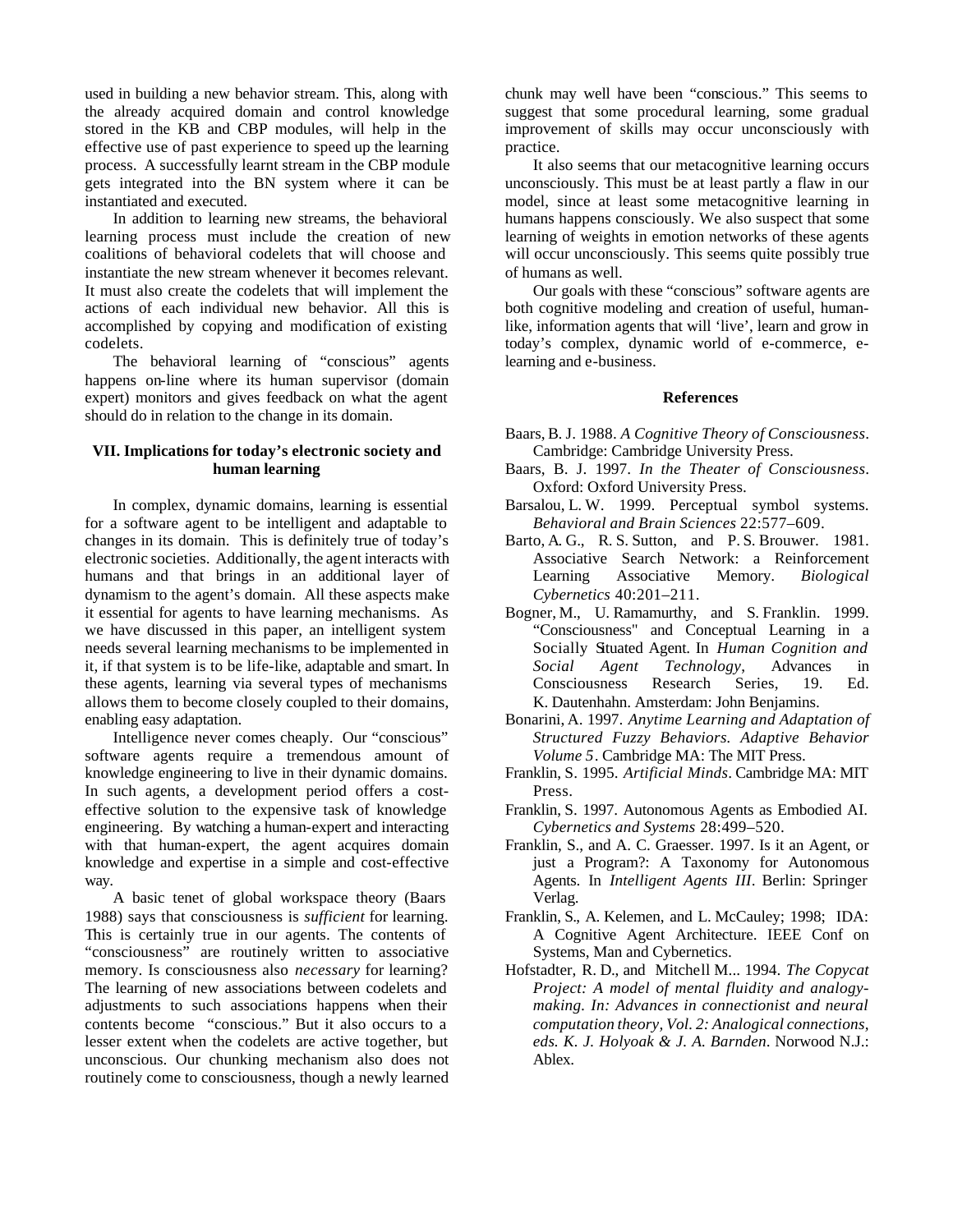used in building a new behavior stream. This, along with the already acquired domain and control knowledge stored in the KB and CBP modules, will help in the effective use of past experience to speed up the learning process. A successfully learnt stream in the CBP module gets integrated into the BN system where it can be instantiated and executed.

In addition to learning new streams, the behavioral learning process must include the creation of new coalitions of behavioral codelets that will choose and instantiate the new stream whenever it becomes relevant. It must also create the codelets that will implement the actions of each individual new behavior. All this is accomplished by copying and modification of existing codelets.

The behavioral learning of "conscious" agents happens on-line where its human supervisor (domain expert) monitors and gives feedback on what the agent should do in relation to the change in its domain.

### VII. Implications for today's electronic society and human learning

In complex, dynamic domains, learning is essential for a software agent to be intelligent and adaptable to changes in its domain. This is definitely true of today's electronic societies. Additionally, the agent interacts with humans and that brings in an additional layer of dynamism to the agent's domain. All these aspects make it essential for agents to have learning mechanisms. As we have discussed in this paper, an intelligent system needs several learning mechanisms to be implemented in it, if that system is to be life-like, adaptable and smart. In these agents, learning via several types of mechanisms allows them to become closely coupled to their domains, enabling easy adaptation.

Intelligence never comes cheaply. Our "conscious" software agents require a tremendous amount of knowledge engineering to live in their dynamic domains. In such agents, a development period offers a cost-effective solution to the expensive task of knowledge engineering. By watching a human-expert and interacting with that human-expert, the agent acquires domain knowledge and expertise in a simple and cost-effective way.

A basic tenet of global workspace theory (Baars 1988) says that consciousness is *sufficient* for learning. This is certainly true in our agents. The contents of "consciousness" are routinely written to associative memory. Is consciousness also *necessary* for learning? The learning of new associations between codelets and adjustments to such associations happens when their contents become "conscious." But it also occurs to a lesser extent when the codelets are active together, but unconscious. Our chunking mechanism also does not routinely come to consciousness, though a newly learned chunk may well have been "conscious." This seems to suggest that some procedural learning, some gradual improvement of skills may occur unconsciously with practice.

It also seems that our metacognitive learning occurs unconsciously. This must be at least partly a flaw in our model, since at least some metacognitive learning in humans happens consciously. We also suspect that some learning of weights in emotion networks of these agents will occur unconsciously. This seems quite possibly true of humans as well.

Our goals with these "conscious" software agents are both cognitive modeling and creation of useful, human-like, information agents that will 'live', learn and grow in today's complex, dynamic world of e-commerce, e-learning and e-business.

### References

Baars, B. J. 1988. *A Cognitive Theory of Consciousness*. Cambridge: Cambridge University Press.

Baars, B. J. 1997. *In the Theater of Consciousness*. Oxford: Oxford University Press.

Barsalou, L. W. 1999. Perceptual symbol systems. *Behavioral and Brain Sciences* 22:577–609.

Barto, A. G., R. S. Sutton, and P. S. Brouwer. 1981. Associative Search Network: a Reinforcement Learning Associative Memory. *Biological Cybernetics* 40:201–211.

Bogner, M., U. Ramamurthy, and S. Franklin. 1999. "Consciousness" and Conceptual Learning in a Socially Situated Agent. In *Human Cognition and Social Agent Technology*, Advances in Consciousness Research Series, 19. Ed. K. Dautenhahn. Amsterdam: John Benjamins.

Bonarini, A. 1997. *Anytime Learning and Adaptation of Structured Fuzzy Behaviors. Adaptive Behavior Volume 5*. Cambridge MA: The MIT Press.

Franklin, S. 1995. *Artificial Minds*. Cambridge MA: MIT Press.

Franklin, S. 1997. Autonomous Agents as Embodied AI. *Cybernetics and Systems* 28:499–520.

Franklin, S., and A. C. Graesser. 1997. Is it an Agent, or just a Program?: A Taxonomy for Autonomous Agents. In *Intelligent Agents III*. Berlin: Springer Verlag.

Franklin, S., A. Kelemen, and L. McCauley; 1998; IDA: A Cognitive Agent Architecture. IEEE Conf on Systems, Man and Cybernetics.

Hofstadter, R. D., and Mitchell M... 1994. *The Copycat Project: A model of mental fluidity and analogy-making. In: Advances in connectionist and neural computation theory, Vol. 2: Analogical connections, eds. K. J. Holyoak & J. A. Barnden*. Norwood N.J.: Ablex.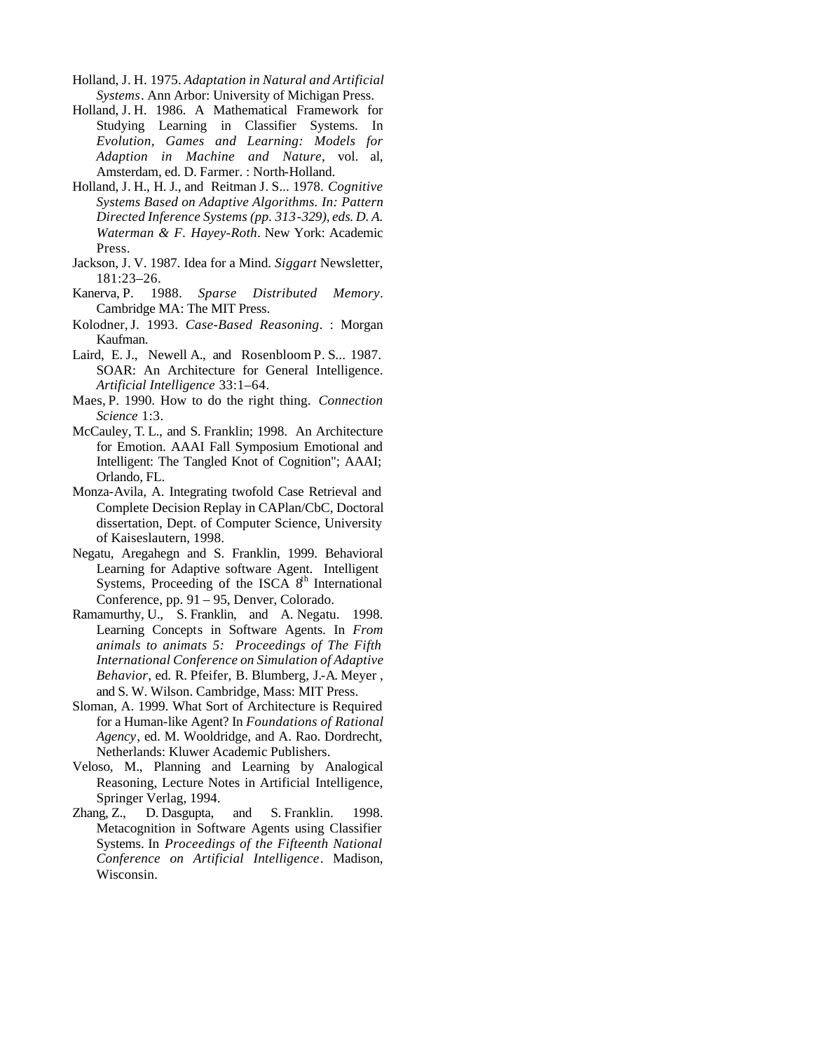Holland, J. H. 1975. *Adaptation in Natural and Artificial Systems*. Ann Arbor: University of Michigan Press.

Holland, J. H. 1986. A Mathematical Framework for Studying Learning in Classifier Systems. In *Evolution, Games and Learning: Models for Adaption in Machine and Nature*, vol. al, Amsterdam, ed. D. Farmer. : North-Holland.

Holland, J. H., H. J., and Reitman J. S... 1978. *Cognitive Systems Based on Adaptive Algorithms. In: Pattern Directed Inference Systems (pp. 313-329), eds. D. A. Waterman & F. Hayey-Roth*. New York: Academic Press.

Jackson, J. V. 1987. Idea for a Mind. *Siggart* Newsletter, 181:23–26.

Kanerva, P. 1988. *Sparse Distributed Memory*. Cambridge MA: The MIT Press.

Kolodner, J. 1993. *Case-Based Reasoning*. : Morgan Kaufman.

Laird, E. J., Newell A., and Rosenbloom P. S... 1987. SOAR: An Architecture for General Intelligence. *Artificial Intelligence* 33:1–64.

Maes, P. 1990. How to do the right thing. *Connection Science* 1:3.

McCauley, T. L., and S. Franklin; 1998. An Architecture for Emotion. AAAI Fall Symposium Emotional and Intelligent: The Tangled Knot of Cognition"; AAAI; Orlando, FL.

Monza-Avila, A. Integrating twofold Case Retrieval and Complete Decision Replay in CAPlan/CbC, Doctoral dissertation, Dept. of Computer Science, University of Kaiseslautern, 1998.

Negatu, Aregahegn and S. Franklin, 1999. Behavioral Learning for Adaptive software Agent. Intelligent Systems, Proceeding of the ISCA 8th International Conference, pp. 91 – 95, Denver, Colorado.

Ramamurthy, U., S. Franklin, and A. Negatu. 1998. Learning Concepts in Software Agents. In *From animals to animats 5: Proceedings of The Fifth International Conference on Simulation of Adaptive Behavior*, ed. R. Pfeifer, B. Blumberg, J.-A. Meyer , and S. W. Wilson. Cambridge, Mass: MIT Press.

Sloman, A. 1999. What Sort of Architecture is Required for a Human-like Agent? In *Foundations of Rational Agency*, ed. M. Wooldridge, and A. Rao. Dordrecht, Netherlands: Kluwer Academic Publishers.

Veloso, M., Planning and Learning by Analogical Reasoning, Lecture Notes in Artificial Intelligence, Springer Verlag, 1994.

Zhang, Z., D. Dasgupta, and S. Franklin. 1998. Metacognition in Software Agents using Classifier Systems. In *Proceedings of the Fifteenth National Conference on Artificial Intelligence*. Madison, Wisconsin.